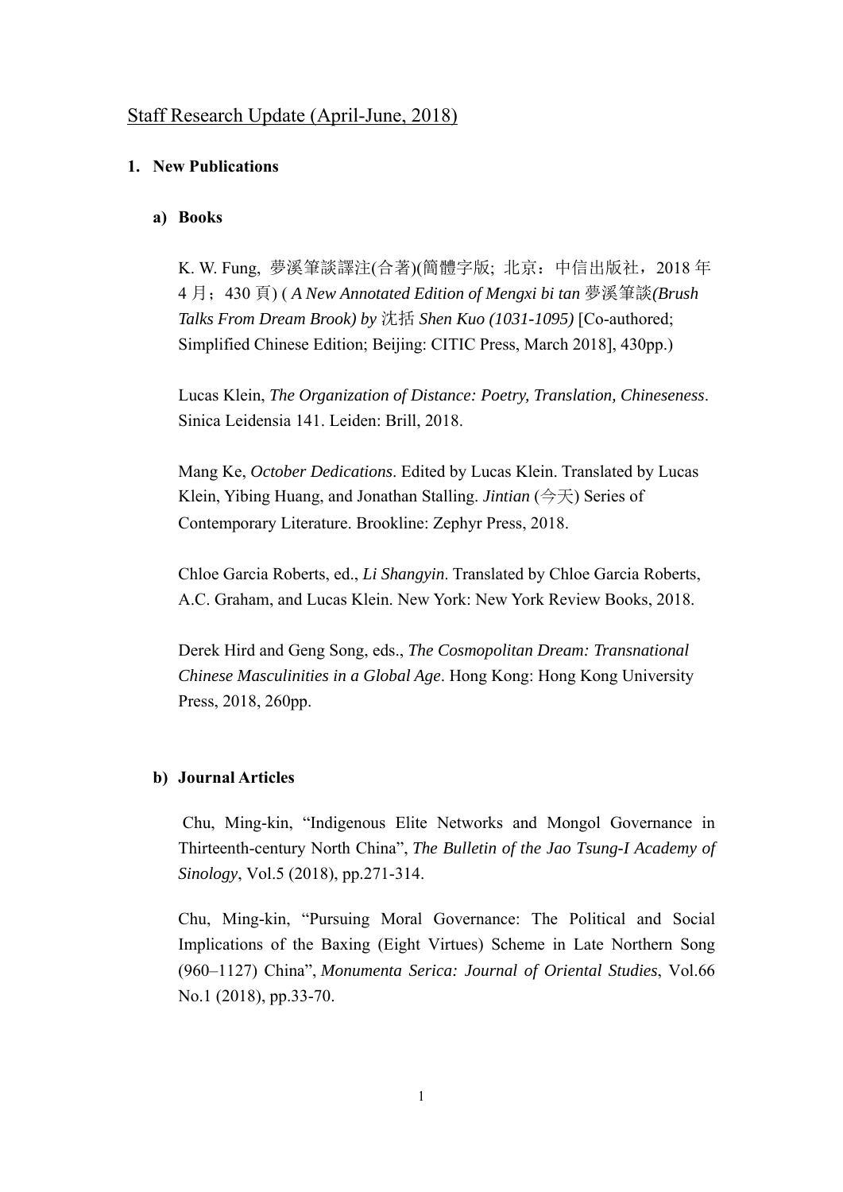Staff Research Update (April-June, 2018)

# 1. New Publications

## a) Books

K. W. Fung, 夢溪筆談譯注(合著)(簡體字版; 北京：中信出版社，2018 年 4 月；430 頁) ( *A New Annotated Edition of Mengxi bi tan 夢溪筆談(Brush Talks From Dream Brook) by* 沈括 *Shen Kuo (1031-1095)* [Co-authored; Simplified Chinese Edition; Beijing: CITIC Press, March 2018], 430pp.)

Lucas Klein, *The Organization of Distance: Poetry, Translation, Chineseness*. Sinica Leidensia 141. Leiden: Brill, 2018.

Mang Ke, *October Dedications*. Edited by Lucas Klein. Translated by Lucas Klein, Yibing Huang, and Jonathan Stalling. *Jintian* (今天) Series of Contemporary Literature. Brookline: Zephyr Press, 2018.

Chloe Garcia Roberts, ed., *Li Shangyin*. Translated by Chloe Garcia Roberts, A.C. Graham, and Lucas Klein. New York: New York Review Books, 2018.

Derek Hird and Geng Song, eds., *The Cosmopolitan Dream: Transnational Chinese Masculinities in a Global Age*. Hong Kong: Hong Kong University Press, 2018, 260pp.

## b) Journal Articles

Chu, Ming-kin, "Indigenous Elite Networks and Mongol Governance in Thirteenth-century North China", *The Bulletin of the Jao Tsung-I Academy of Sinology*, Vol.5 (2018), pp.271-314.

Chu, Ming-kin, "Pursuing Moral Governance: The Political and Social Implications of the Baxing (Eight Virtues) Scheme in Late Northern Song (960–1127) China", *Monumenta Serica: Journal of Oriental Studies*, Vol.66 No.1 (2018), pp.33-70.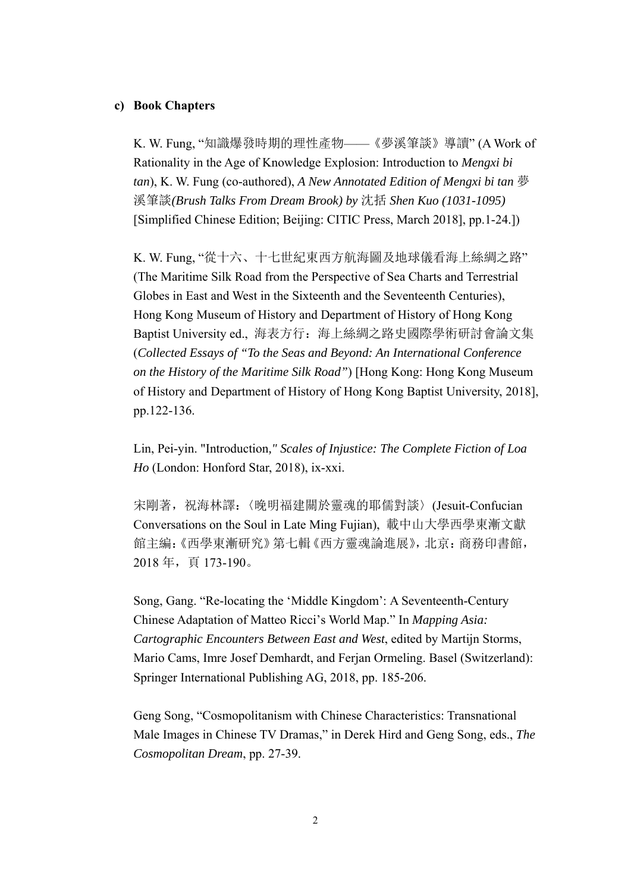### c) Book Chapters

K. W. Fung, "知識爆發時期的理性產物——《夢溪筆談》導讀" (A Work of Rationality in the Age of Knowledge Explosion: Introduction to *Mengxi bi tan*), K. W. Fung (co-authored), *A New Annotated Edition of Mengxi bi tan* 夢溪筆談*(Brush Talks From Dream Brook) by* 沈括 *Shen Kuo (1031-1095)* [Simplified Chinese Edition; Beijing: CITIC Press, March 2018], pp.1-24.])

K. W. Fung, "從十六、十七世紀東西方航海圖及地球儀看海上絲綢之路" (The Maritime Silk Road from the Perspective of Sea Charts and Terrestrial Globes in East and West in the Sixteenth and the Seventeenth Centuries), Hong Kong Museum of History and Department of History of Hong Kong Baptist University ed., 海表方行：海上絲綢之路史國際學術研討會論文集 (*Collected Essays of "To the Seas and Beyond: An International Conference on the History of the Maritime Silk Road"*) [Hong Kong: Hong Kong Museum of History and Department of History of Hong Kong Baptist University, 2018], pp.122-136.

Lin, Pei-yin. "Introduction," *Scales of Injustice: The Complete Fiction of Loa Ho* (London: Honford Star, 2018), ix-xxi.

宋剛著，祝海林譯：〈晚明福建關於靈魂的耶儒對談〉(Jesuit-Confucian Conversations on the Soul in Late Ming Fujian), 載中山大學西學東漸文獻館主編：《西學東漸研究》第七輯《西方靈魂論進展》，北京：商務印書館，2018 年，頁 173-190。

Song, Gang. "Re-locating the 'Middle Kingdom': A Seventeenth-Century Chinese Adaptation of Matteo Ricci's World Map." In *Mapping Asia: Cartographic Encounters Between East and West*, edited by Martijn Storms, Mario Cams, Imre Josef Demhardt, and Ferjan Ormeling. Basel (Switzerland): Springer International Publishing AG, 2018, pp. 185-206.

Geng Song, "Cosmopolitanism with Chinese Characteristics: Transnational Male Images in Chinese TV Dramas," in Derek Hird and Geng Song, eds., *The Cosmopolitan Dream*, pp. 27-39.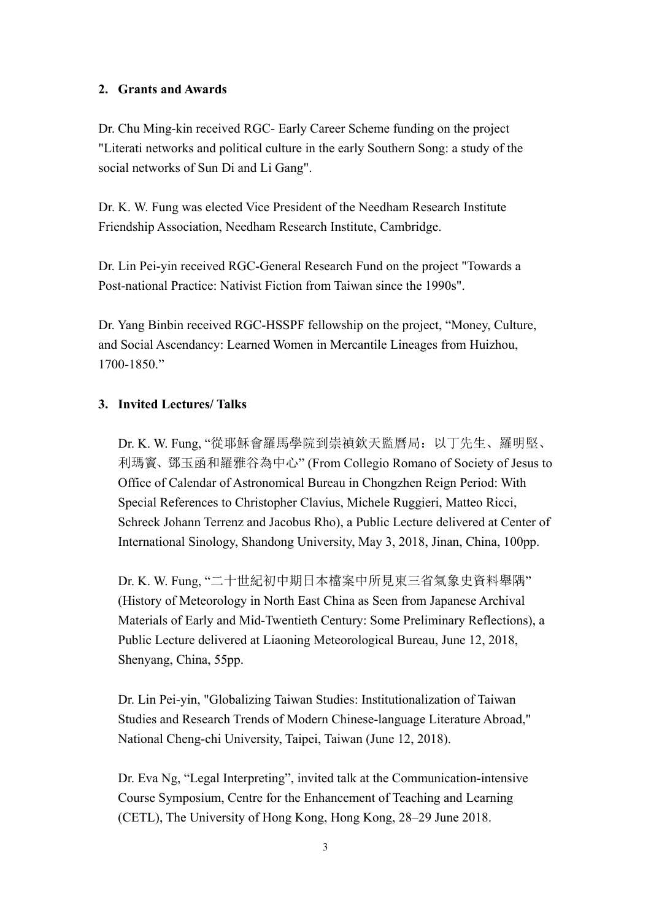## 2. Grants and Awards

Dr. Chu Ming-kin received RGC- Early Career Scheme funding on the project "Literati networks and political culture in the early Southern Song: a study of the social networks of Sun Di and Li Gang".

Dr. K. W. Fung was elected Vice President of the Needham Research Institute Friendship Association, Needham Research Institute, Cambridge.

Dr. Lin Pei-yin received RGC-General Research Fund on the project "Towards a Post-national Practice: Nativist Fiction from Taiwan since the 1990s".

Dr. Yang Binbin received RGC-HSSPF fellowship on the project, "Money, Culture, and Social Ascendancy: Learned Women in Mercantile Lineages from Huizhou, 1700-1850."

## 3. Invited Lectures/ Talks

Dr. K. W. Fung, "從耶穌會羅馬學院到崇禎欽天監曆局：以丁先生、羅明堅、利瑪竇、鄧玉函和羅雅谷為中心" (From Collegio Romano of Society of Jesus to Office of Calendar of Astronomical Bureau in Chongzhen Reign Period: With Special References to Christopher Clavius, Michele Ruggieri, Matteo Ricci, Schreck Johann Terrenz and Jacobus Rho), a Public Lecture delivered at Center of International Sinology, Shandong University, May 3, 2018, Jinan, China, 100pp.

Dr. K. W. Fung, "二十世紀初中期日本檔案中所見東三省氣象史資料舉隅" (History of Meteorology in North East China as Seen from Japanese Archival Materials of Early and Mid-Twentieth Century: Some Preliminary Reflections), a Public Lecture delivered at Liaoning Meteorological Bureau, June 12, 2018, Shenyang, China, 55pp.

Dr. Lin Pei-yin, "Globalizing Taiwan Studies: Institutionalization of Taiwan Studies and Research Trends of Modern Chinese-language Literature Abroad," National Cheng-chi University, Taipei, Taiwan (June 12, 2018).

Dr. Eva Ng, "Legal Interpreting", invited talk at the Communication-intensive Course Symposium, Centre for the Enhancement of Teaching and Learning (CETL), The University of Hong Kong, Hong Kong, 28–29 June 2018.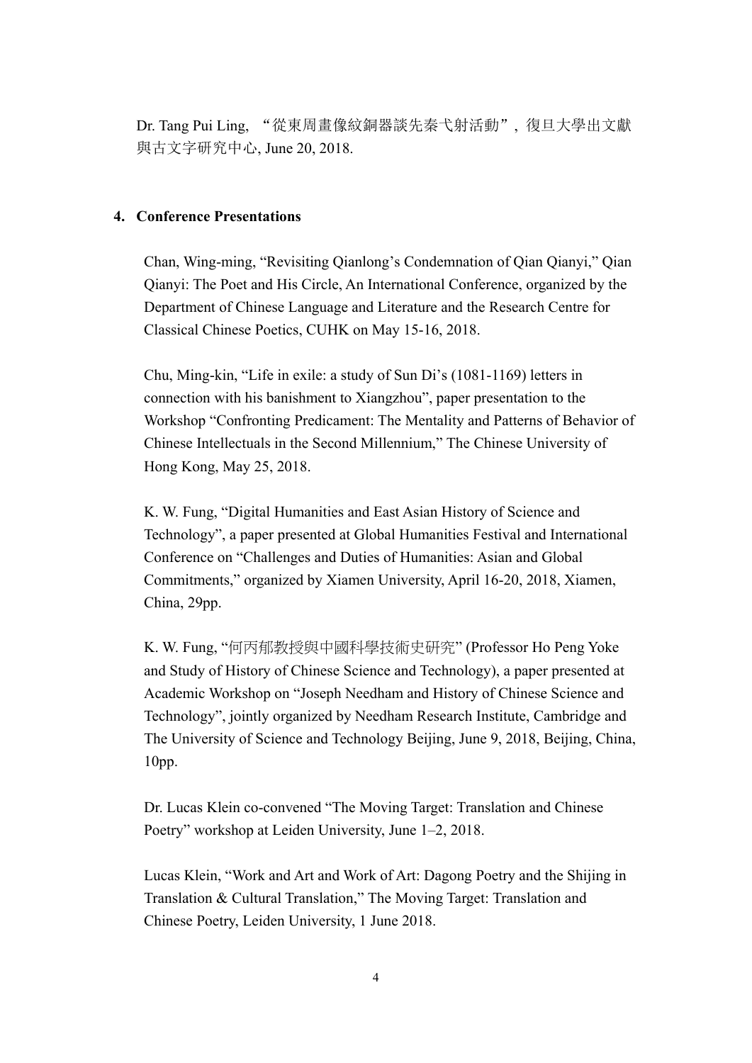Dr. Tang Pui Ling, “從東周畫像紋銅器談先秦弋射活動”, 復旦大學出文獻與古文字研究中心, June 20, 2018.

**4. Conference Presentations**

Chan, Wing-ming, “Revisiting Qianlong’s Condemnation of Qian Qianyi,” Qian Qianyi: The Poet and His Circle, An International Conference, organized by the Department of Chinese Language and Literature and the Research Centre for Classical Chinese Poetics, CUHK on May 15-16, 2018.

Chu, Ming-kin, “Life in exile: a study of Sun Di’s (1081-1169) letters in connection with his banishment to Xiangzhou”, paper presentation to the Workshop “Confronting Predicament: The Mentality and Patterns of Behavior of Chinese Intellectuals in the Second Millennium,” The Chinese University of Hong Kong, May 25, 2018.

K. W. Fung, “Digital Humanities and East Asian History of Science and Technology”, a paper presented at Global Humanities Festival and International Conference on “Challenges and Duties of Humanities: Asian and Global Commitments,” organized by Xiamen University, April 16-20, 2018, Xiamen, China, 29pp.

K. W. Fung, “何丙郁教授與中國科學技術史研究” (Professor Ho Peng Yoke and Study of History of Chinese Science and Technology), a paper presented at Academic Workshop on “Joseph Needham and History of Chinese Science and Technology”, jointly organized by Needham Research Institute, Cambridge and The University of Science and Technology Beijing, June 9, 2018, Beijing, China, 10pp.

Dr. Lucas Klein co-convened “The Moving Target: Translation and Chinese Poetry” workshop at Leiden University, June 1–2, 2018.

Lucas Klein, “Work and Art and Work of Art: Dagong Poetry and the Shijing in Translation & Cultural Translation,” The Moving Target: Translation and Chinese Poetry, Leiden University, 1 June 2018.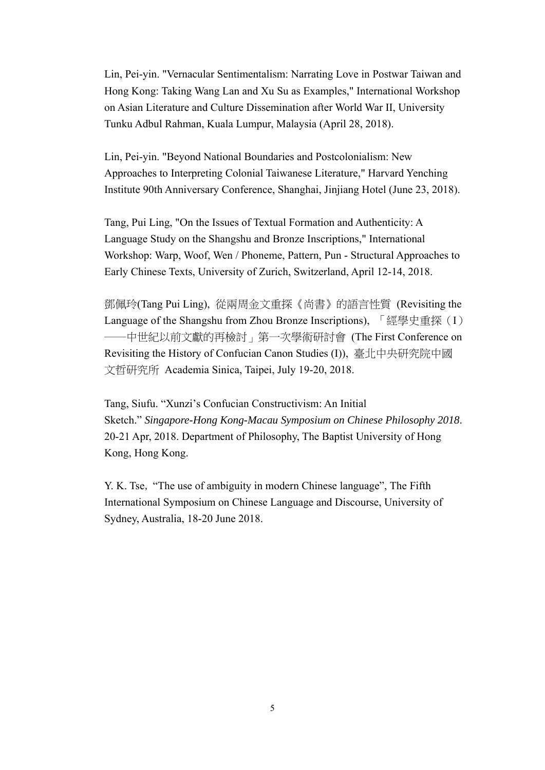Lin, Pei-yin. "Vernacular Sentimentalism: Narrating Love in Postwar Taiwan and Hong Kong: Taking Wang Lan and Xu Su as Examples," International Workshop on Asian Literature and Culture Dissemination after World War II, University Tunku Adbul Rahman, Kuala Lumpur, Malaysia (April 28, 2018).

Lin, Pei-yin. "Beyond National Boundaries and Postcolonialism: New Approaches to Interpreting Colonial Taiwanese Literature," Harvard Yenching Institute 90th Anniversary Conference, Shanghai, Jinjiang Hotel (June 23, 2018).

Tang, Pui Ling, "On the Issues of Textual Formation and Authenticity: A Language Study on the Shangshu and Bronze Inscriptions," International Workshop: Warp, Woof, Wen / Phoneme, Pattern, Pun - Structural Approaches to Early Chinese Texts, University of Zurich, Switzerland, April 12-14, 2018.

鄧佩玲(Tang Pui Ling), 從兩周金文重探《尚書》的語言性質 (Revisiting the Language of the Shangshu from Zhou Bronze Inscriptions), 「經學史重探（I）——中世紀以前文獻的再檢討」第一次學術研討會 (The First Conference on Revisiting the History of Confucian Canon Studies (I)), 臺北中央研究院中國文哲研究所 Academia Sinica, Taipei, July 19-20, 2018.

Tang, Siufu. "Xunzi's Confucian Constructivism: An Initial Sketch." *Singapore-Hong Kong-Macau Symposium on Chinese Philosophy 2018*. 20-21 Apr, 2018. Department of Philosophy, The Baptist University of Hong Kong, Hong Kong.

Y. K. Tse, "The use of ambiguity in modern Chinese language", The Fifth International Symposium on Chinese Language and Discourse, University of Sydney, Australia, 18-20 June 2018.